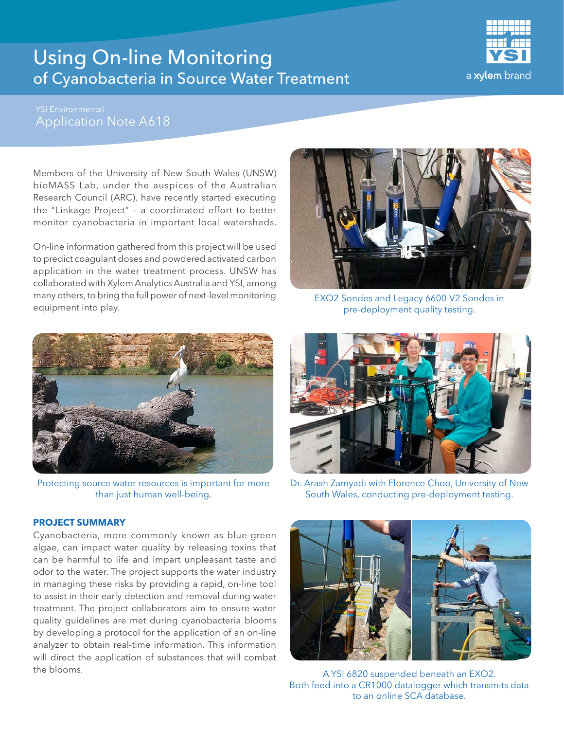# Using On-line Monitoring of Cyanobacteria in Source Water Treatment

YSI Environmental

Application Note A618

Members of the University of New South Wales (UNSW) bioMASS Lab, under the auspices of the Australian Research Council (ARC), have recently started executing the "Linkage Project" – a coordinated effort to better monitor cyanobacteria in important local watersheds.

On-line information gathered from this project will be used to predict coagulant doses and powdered activated carbon application in the water treatment process. UNSW has collaborated with Xylem Analytics Australia and YSI, among many others, to bring the full power of next-level monitoring equipment into play.

EXO2 Sondes and Legacy 6600-V2 Sondes in pre-deployment quality testing.

Protecting source water resources is important for more than just human well-being.

Dr. Arash Zamyadi with Florence Choo, University of New South Wales, conducting pre-deployment testing.

## PROJECT SUMMARY

Cyanobacteria, more commonly known as blue-green algae, can impact water quality by releasing toxins that can be harmful to life and impart unpleasant taste and odor to the water. The project supports the water industry in managing these risks by providing a rapid, on-line tool to assist in their early detection and removal during water treatment. The project collaborators aim to ensure water quality guidelines are met during cyanobacteria blooms by developing a protocol for the application of an on-line analyzer to obtain real-time information. This information will direct the application of substances that will combat the blooms.

A YSI 6820 suspended beneath an EXO2. Both feed into a CR1000 datalogger which transmits data to an online SCA database.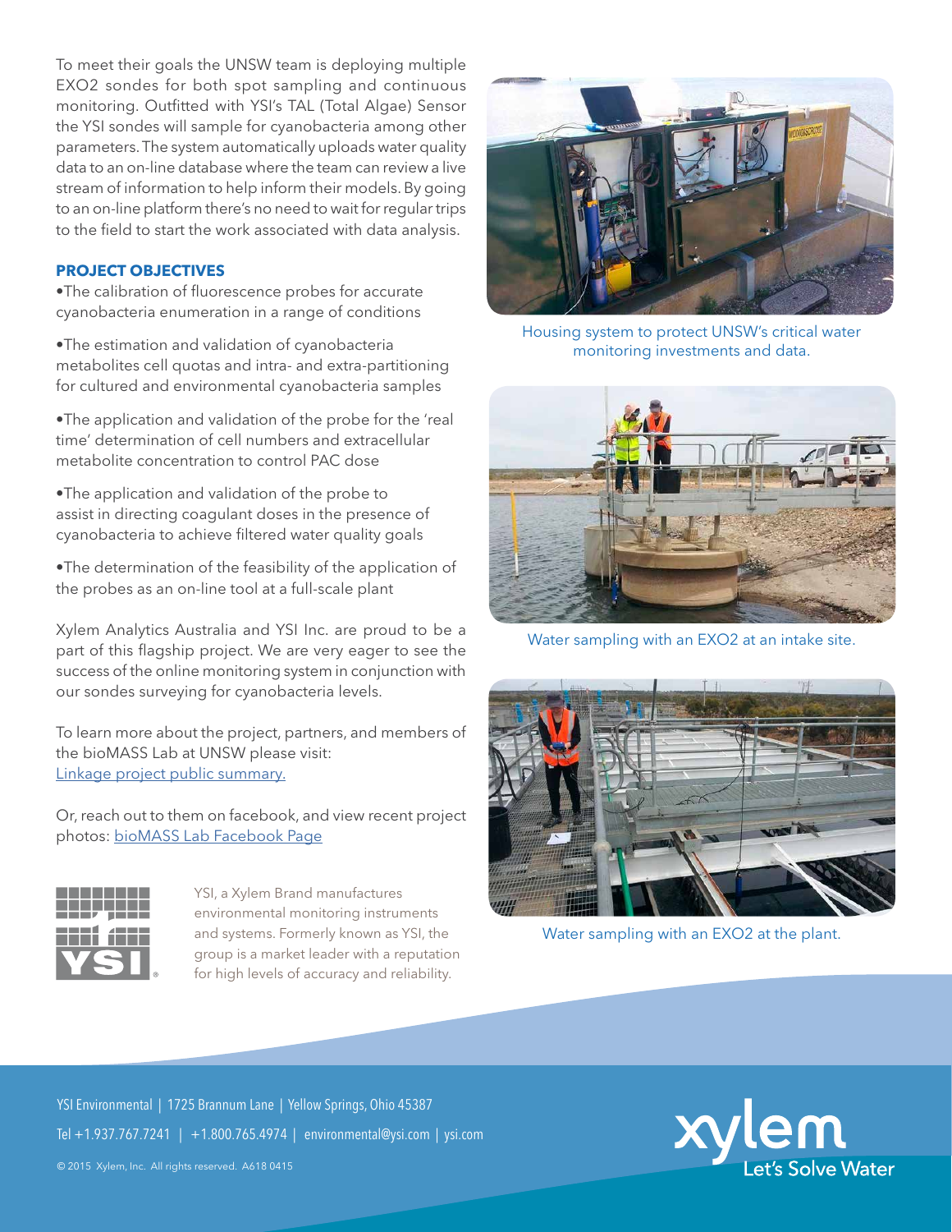To meet their goals the UNSW team is deploying multiple EXO2 sondes for both spot sampling and continuous monitoring. Outfitted with YSI's TAL (Total Algae) Sensor the YSI sondes will sample for cyanobacteria among other parameters. The system automatically uploads water quality data to an on-line database where the team can review a live stream of information to help inform their models. By going to an on-line platform there's no need to wait for regular trips to the field to start the work associated with data analysis.

### PROJECT OBJECTIVES

- The calibration of fluorescence probes for accurate cyanobacteria enumeration in a range of conditions
- The estimation and validation of cyanobacteria metabolites cell quotas and intra- and extra-partitioning for cultured and environmental cyanobacteria samples
- The application and validation of the probe for the 'real time' determination of cell numbers and extracellular metabolite concentration to control PAC dose
- The application and validation of the probe to assist in directing coagulant doses in the presence of cyanobacteria to achieve filtered water quality goals
- The determination of the feasibility of the application of the probes as an on-line tool at a full-scale plant

Xylem Analytics Australia and YSI Inc. are proud to be a part of this flagship project. We are very eager to see the success of the online monitoring system in conjunction with our sondes surveying for cyanobacteria levels.

To learn more about the project, partners, and members of the bioMASS Lab at UNSW please visit: Linkage project public summary.

Or, reach out to them on facebook, and view recent project photos: bioMASS Lab Facebook Page

YSI, a Xylem Brand manufactures environmental monitoring instruments and systems. Formerly known as YSI, the group is a market leader with a reputation for high levels of accuracy and reliability.

Housing system to protect UNSW's critical water monitoring investments and data.

Water sampling with an EXO2 at an intake site.

Water sampling with an EXO2 at the plant.

YSI Environmental | 1725 Brannum Lane | Yellow Springs, Ohio 45387

Tel +1.937.767.7241 | +1.800.765.4974 | environmental@ysi.com | ysi.com

© 2015 Xylem, Inc. All rights reserved. A618 0415

xylem Let's Solve Water